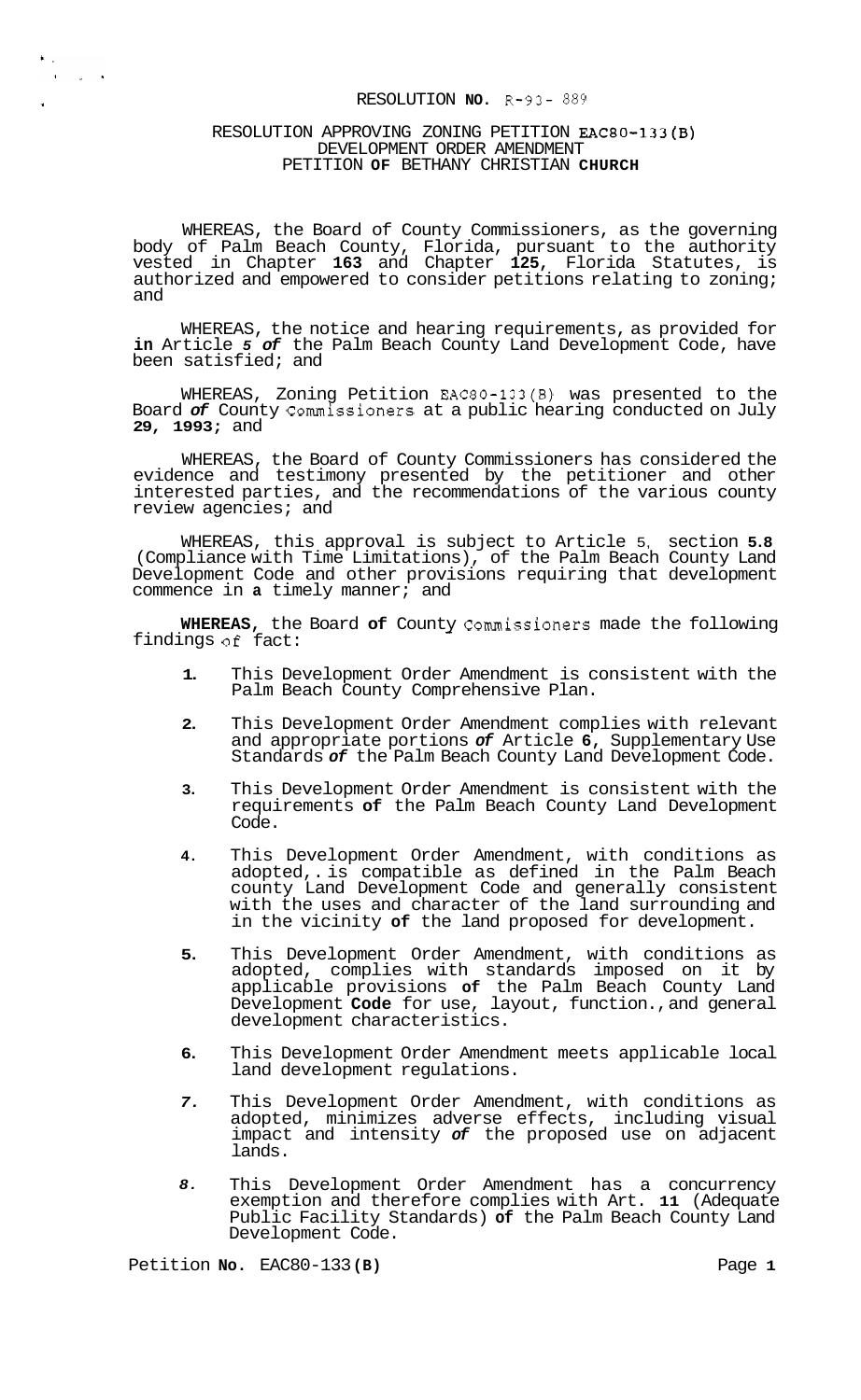RESOLUTION NO. R-93- 889

RESOLUTION APPROVING ZONING PETITION EAC80-133(B)
DEVELOPMENT ORDER AMENDMENT
PETITION OF BETHANY CHRISTIAN CHURCH

WHEREAS, the Board of County Commissioners, as the governing body of Palm Beach County, Florida, pursuant to the authority vested in Chapter 163 and Chapter 125, Florida Statutes, is authorized and empowered to consider petitions relating to zoning; and

WHEREAS, the notice and hearing requirements, as provided for in Article 5 of the Palm Beach County Land Development Code, have been satisfied; and

WHEREAS, Zoning Petition EAC80-133(B) was presented to the Board of County Commissioners at a public hearing conducted on July 29, 1993; and

WHEREAS, the Board of County Commissioners has considered the evidence and testimony presented by the petitioner and other interested parties, and the recommendations of the various county review agencies; and

WHEREAS, this approval is subject to Article 5, section 5.8 (Compliance with Time Limitations), of the Palm Beach County Land Development Code and other provisions requiring that development commence in a timely manner; and

WHEREAS, the Board of County Commissioners made the following findings of fact:

1. This Development Order Amendment is consistent with the Palm Beach County Comprehensive Plan.

2. This Development Order Amendment complies with relevant and appropriate portions of Article 6, Supplementary Use Standards of the Palm Beach County Land Development Code.

3. This Development Order Amendment is consistent with the requirements of the Palm Beach County Land Development Code.

4. This Development Order Amendment, with conditions as adopted, is compatible as defined in the Palm Beach county Land Development Code and generally consistent with the uses and character of the land surrounding and in the vicinity of the land proposed for development.

5. This Development Order Amendment, with conditions as adopted, complies with standards imposed on it by applicable provisions of the Palm Beach County Land Development Code for use, layout, function, and general development characteristics.

6. This Development Order Amendment meets applicable local land development regulations.

7. This Development Order Amendment, with conditions as adopted, minimizes adverse effects, including visual impact and intensity of the proposed use on adjacent lands.

8. This Development Order Amendment has a concurrency exemption and therefore complies with Art. 11 (Adequate Public Facility Standards) of the Palm Beach County Land Development Code.

Petition No. EAC80-133(B)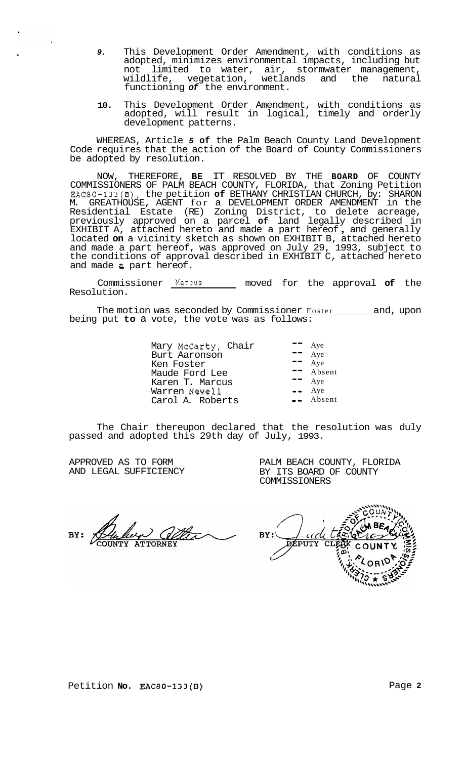9. This Development Order Amendment, with conditions as adopted, minimizes environmental impacts, including but not limited to water, air, stormwater management, wildlife, vegetation, wetlands and the natural functioning of the environment.

10. This Development Order Amendment, with conditions as adopted, will result in logical, timely and orderly development patterns.

WHEREAS, Article 5 of the Palm Beach County Land Development Code requires that the action of the Board of County Commissioners be adopted by resolution.

NOW, THEREFORE, BE IT RESOLVED BY THE BOARD OF COUNTY COMMISSIONERS OF PALM BEACH COUNTY, FLORIDA, that Zoning Petition EAC80-133(B), the petition of BETHANY CHRISTIAN CHURCH, by: SHARON M. GREATHOUSE, AGENT for a DEVELOPMENT ORDER AMENDMENT in the Residential Estate (RE) Zoning District, to delete acreage, previously approved on a parcel of land legally described in EXHIBIT A, attached hereto and made a part hereof, and generally located on a vicinity sketch as shown on EXHIBIT B, attached hereto and made a part hereof, was approved on July 29, 1993, subject to the conditions of approval described in EXHIBIT C, attached hereto and made a part hereof.

Commissioner Marcus moved for the approval of the Resolution.

The motion was seconded by Commissioner Foster and, upon being put to a vote, the vote was as follows:

| | |
|---|---|
| Mary McCarty, Chair | -- Aye |
| Burt Aaronson | -- Aye |
| Ken Foster | -- Aye |
| Maude Ford Lee | -- Absent |
| Karen T. Marcus | -- Aye |
| Warren Newell | -- Aye |
| Carol A. Roberts | -- Absent |

The Chair thereupon declared that the resolution was duly passed and adopted this 29th day of July, 1993.

APPROVED AS TO FORM AND LEGAL SUFFICIENCY

BY: COUNTY ATTORNEY

PALM BEACH COUNTY, FLORIDA BY ITS BOARD OF COUNTY COMMISSIONERS

BY: DEPUTY CLERK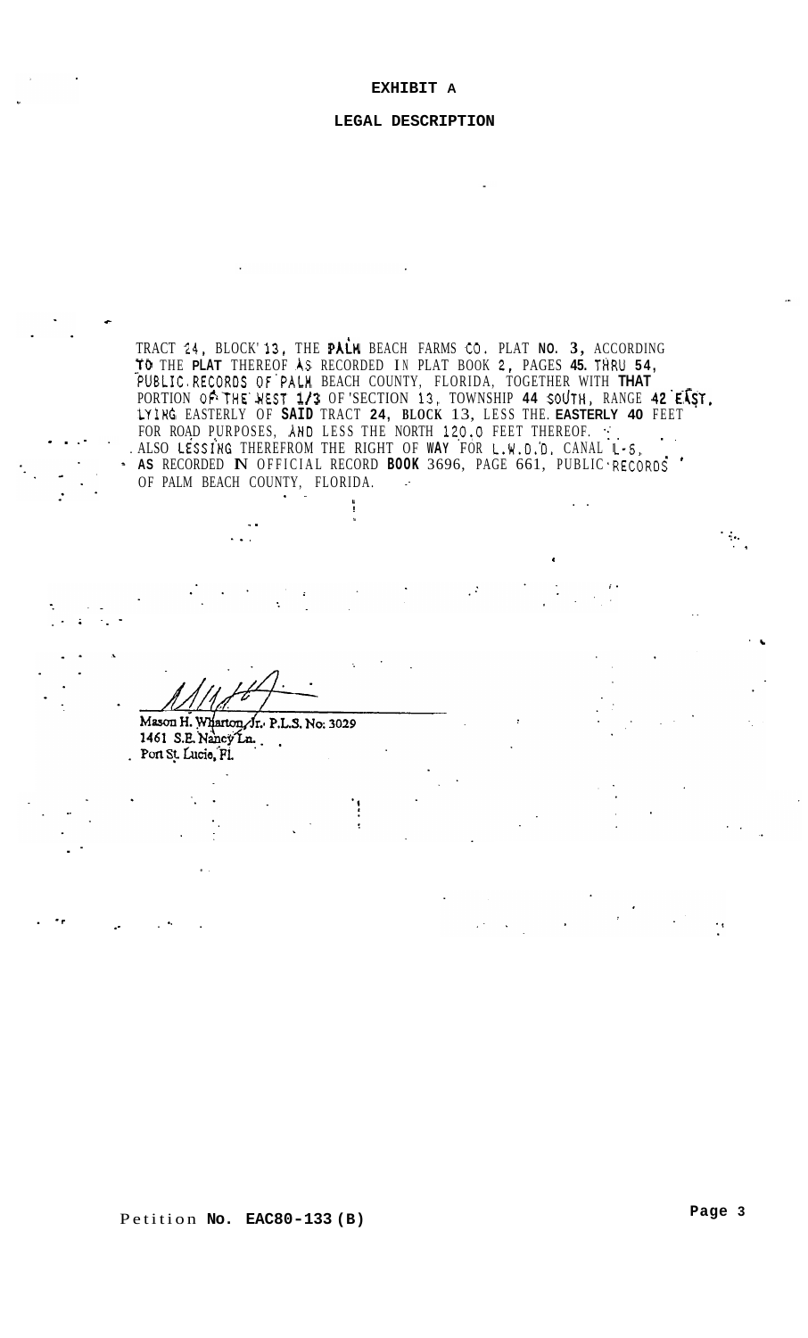# EXHIBIT A

## LEGAL DESCRIPTION

TRACT 24, BLOCK 13, THE PALM BEACH FARMS CO. PLAT NO. 3, ACCORDING TO THE PLAT THEREOF AS RECORDED IN PLAT BOOK 2, PAGES 45 THRU 54, PUBLIC RECORDS OF PALM BEACH COUNTY, FLORIDA, TOGETHER WITH THAT PORTION OF THE WEST 1/3 OF SECTION 13, TOWNSHIP 44 SOUTH, RANGE 42 EAST, LYING EASTERLY OF SAID TRACT 24, BLOCK 13, LESS THE EASTERLY 40 FEET FOR ROAD PURPOSES, AND LESS THE NORTH 120.0 FEET THEREOF. ALSO LESSING THEREFROM THE RIGHT OF WAY FOR L.W.D.D. CANAL L-5, AS RECORDED IN OFFICIAL RECORD BOOK 3696, PAGE 661, PUBLIC RECORDS OF PALM BEACH COUNTY, FLORIDA.

Mason H. Wharton, Jr. P.L.S. No: 3029
1461 S.E. Nancy Ln.
Port St. Lucie, Fl.

Petition No. EAC80-133 (B)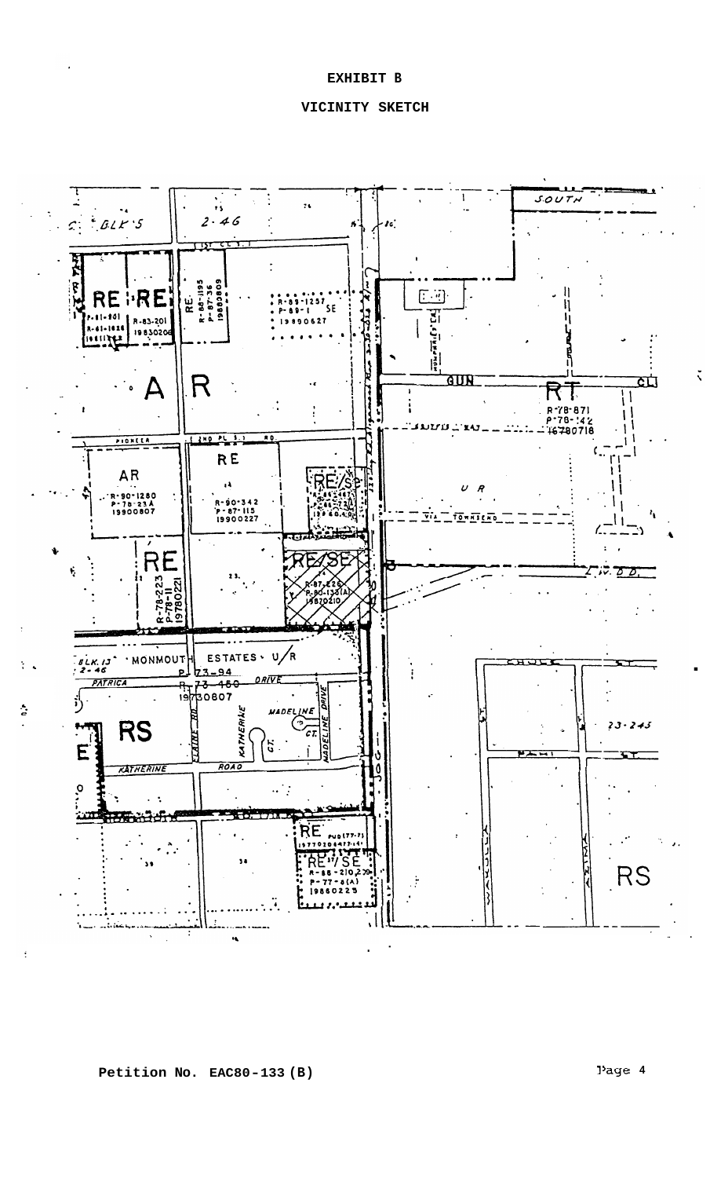# EXHIBIT B

## VICINITY SKETCH

SOUTH

BLK 5

2-46

1ST CT S.

RE

RE

R-81-801

R-81-1818

R-83-201

19830206

RE

R-88-1195

P-87-36

19880809

R-89-1257

P-89-1 SE

19890627

A R

GUN RT CL

R-78-871

P-78-142

16780718

PIONEER (2ND PL S.) RD.

AR

R-90-1280

P-78-23A

19900807

RE

R-90-342

P-87-115

19900227

RE/SE

U R

VIA TOWNSEND

RE

R-78-223

P-78-11

19780221

RE/SE

R-87-226

P-80-133(A)

19870210

BLK 13

2-46

MONMOUTH ESTATES U/R

P-73-94

R-73-450

19730807

PATRICA DRIVE

RS

MADELINE CT.

MADELINE DRIVE

KATHERINE CT.

ELAINE RD

KATHERINE ROAD

23-245

RE

RE/SE

R-88-210

P-77-8(A)

19880225

RS

Petition No. EAC80-133(B)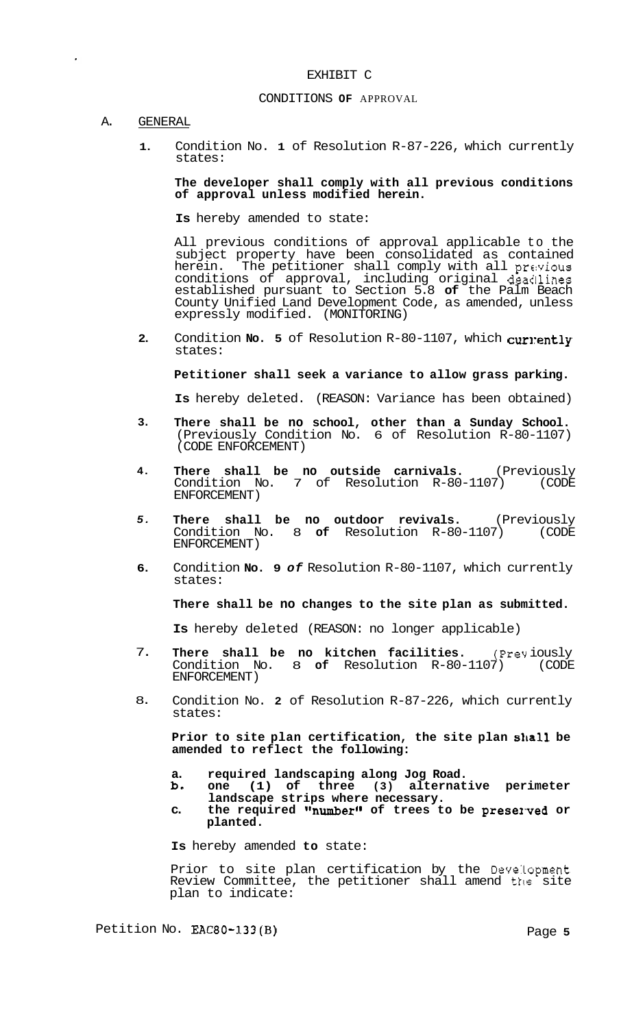## EXHIBIT C

## CONDITIONS OF APPROVAL

### A. GENERAL

1. Condition No. 1 of Resolution R-87-226, which currently states:

   **The developer shall comply with all previous conditions of approval unless modified herein.**

   **Is** hereby amended to state:

   All previous conditions of approval applicable to the subject property have been consolidated as contained herein. The petitioner shall comply with all previous conditions of approval, including original deadlines established pursuant to Section 5.8 of the Palm Beach County Unified Land Development Code, as amended, unless expressly modified. (MONITORING)

2. Condition No. 5 of Resolution R-80-1107, which currently states:

   **Petitioner shall seek a variance to allow grass parking.**

   **Is** hereby deleted. (REASON: Variance has been obtained)

3. **There shall be no school, other than a Sunday School.** (Previously Condition No. 6 of Resolution R-80-1107) (CODE ENFORCEMENT)

4. **There shall be no outside carnivals.** (Previously Condition No. 7 of Resolution R-80-1107) (CODE ENFORCEMENT)

5. **There shall be no outdoor revivals.** (Previously Condition No. 8 of Resolution R-80-1107) (CODE ENFORCEMENT)

6. Condition No. 9 of Resolution R-80-1107, which currently states:

   **There shall be no changes to the site plan as submitted.**

   **Is** hereby deleted (REASON: no longer applicable)

7. **There shall be no kitchen facilities.** (Previously Condition No. 8 of Resolution R-80-1107) (CODE ENFORCEMENT)

8. Condition No. 2 of Resolution R-87-226, which currently states:

   **Prior to site plan certification, the site plan shall be amended to reflect the following:**

   **a. required landscaping along Jog Road.**
   **b. one (1) of three (3) alternative perimeter landscape strips where necessary.**
   **c. the required "number" of trees to be preserved or planted.**

   **Is** hereby amended to state:

   Prior to site plan certification by the Development Review Committee, the petitioner shall amend the site plan to indicate:

Petition No. EAC80-133(B)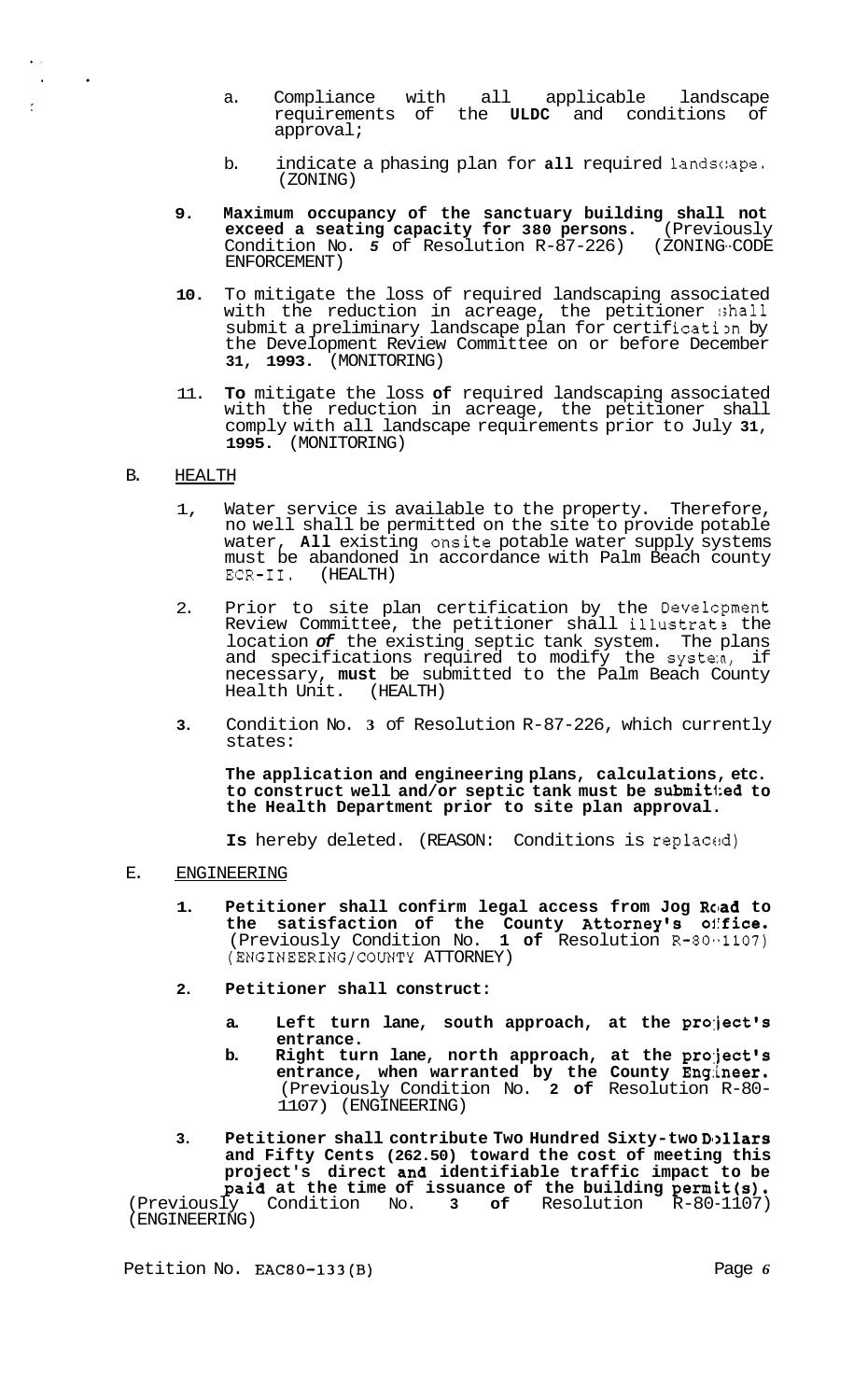a. Compliance with all applicable landscape requirements of the **ULDC** and conditions of approval;

b. indicate a phasing plan for **all** required landscape. (ZONING)

**9. Maximum occupancy of the sanctuary building shall not exceed a seating capacity for 380 persons.** (Previously Condition No. *5* of Resolution R-87-226) (ZONING-CODE ENFORCEMENT)

**10.** To mitigate the loss of required landscaping associated with the reduction in acreage, the petitioner shall submit a preliminary landscape plan for certification by the Development Review Committee on or before December **31, 1993.** (MONITORING)

11. **To** mitigate the loss **of** required landscaping associated with the reduction in acreage, the petitioner shall comply with all landscape requirements prior to July **31, 1995.** (MONITORING)

B. HEALTH

1, Water service is available to the property. Therefore, no well shall be permitted on the site to provide potable water, **All** existing onsite potable water supply systems must be abandoned in accordance with Palm Beach county ECR-II. (HEALTH)

2. Prior to site plan certification by the Development Review Committee, the petitioner shall illustrate the location *of* the existing septic tank system. The plans and specifications required to modify the system, if necessary, **must** be submitted to the Palm Beach County Health Unit. (HEALTH)

**3.** Condition No. **3** of Resolution R-87-226, which currently states:

**The application and engineering plans, calculations, etc. to construct well and/or septic tank must be submitted to the Health Department prior to site plan approval.**

**Is** hereby deleted. (REASON: Conditions is replaced)

E. ENGINEERING

**1. Petitioner shall confirm legal access from Jog Road to the satisfaction of the County Attorney's office.** (Previously Condition No. **1 of** Resolution R-80-1107) (ENGINEERING/COUNTY ATTORNEY)

**2. Petitioner shall construct:**

**a. Left turn lane, south approach, at the project's entrance.**

**b. Right turn lane, north approach, at the project's entrance, when warranted by the County Engineer.** (Previously Condition No. **2 of** Resolution R-80-1107) (ENGINEERING)

**3. Petitioner shall contribute Two Hundred Sixty-two Dollars and Fifty Cents (262.50) toward the cost of meeting this project's direct and identifiable traffic impact to be paid at the time of issuance of the building permit(s).** (Previously Condition No. **3 of** Resolution R-80-1107) (ENGINEERING)

Petition No. EAC80-133(B)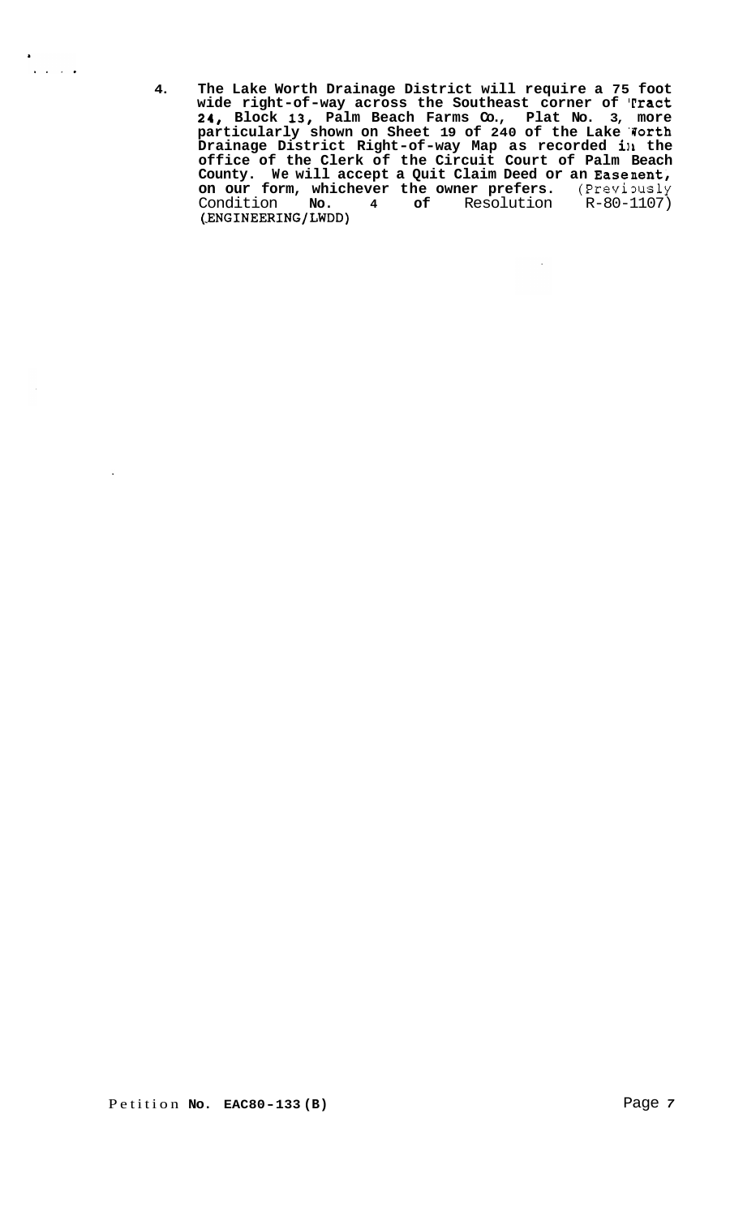4. **The Lake Worth Drainage District will require a 75 foot wide right-of-way across the Southeast corner of Tract 24, Block 13, Palm Beach Farms Co., Plat No. 3, more particularly shown on Sheet 19 of 240 of the Lake Worth Drainage District Right-of-way Map as recorded in the office of the Clerk of the Circuit Court of Palm Beach County. We will accept a Quit Claim Deed or an Easement, on our form, whichever the owner prefers.** (Previously Condition **No. 4 of** Resolution R-80-1107) (ENGINEERING/LWDD)

Petition **No. EAC80-133(B)**